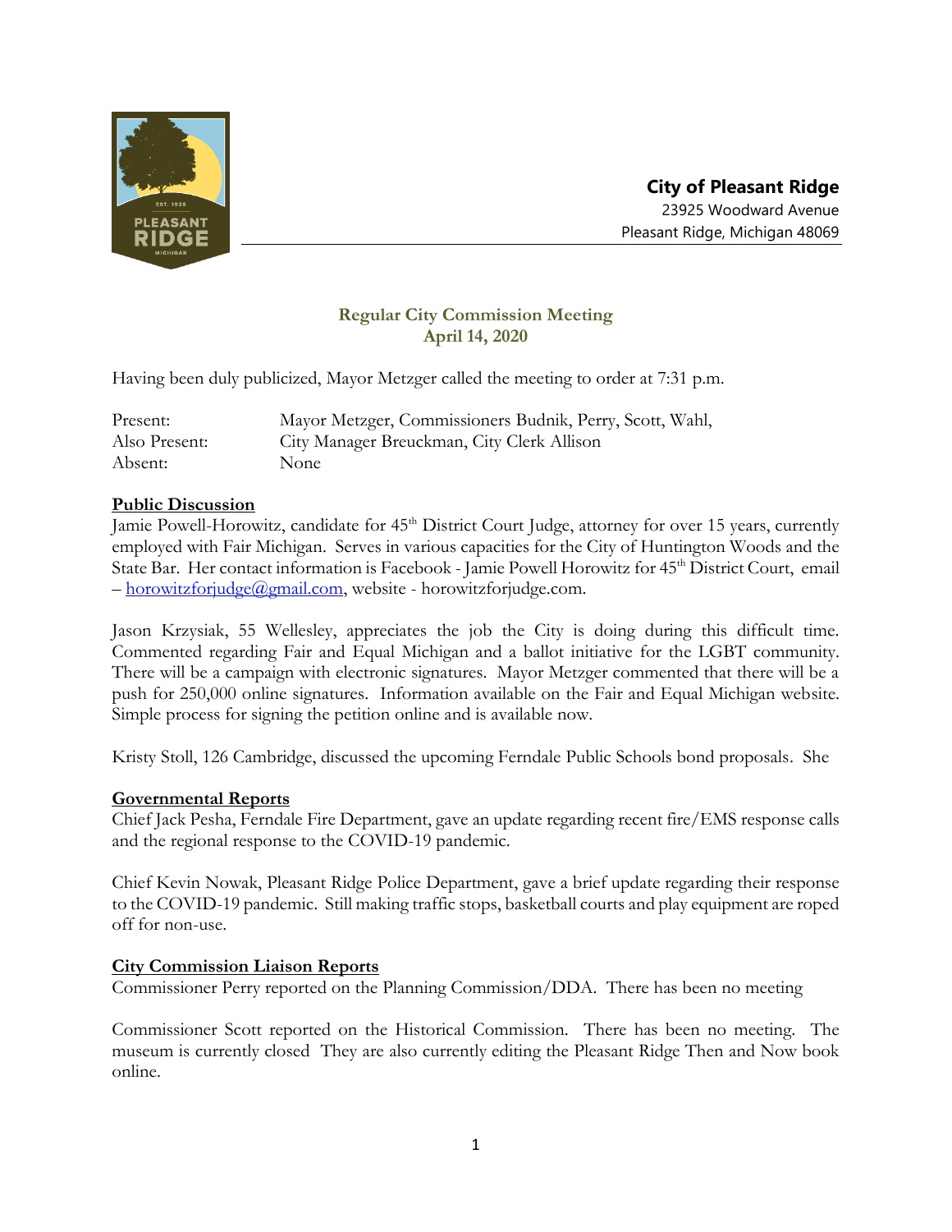**City of Pleasant Ridge**
23925 Woodward Avenue
Pleasant Ridge, Michigan 48069

## Regular City Commission Meeting
## April 14, 2020

Having been duly publicized, Mayor Metzger called the meeting to order at 7:31 p.m.

| | |
|---|---|
| Present: | Mayor Metzger, Commissioners Budnik, Perry, Scott, Wahl, |
| Also Present: | City Manager Breuckman, City Clerk Allison |
| Absent: | None |

**Public Discussion**

Jamie Powell-Horowitz, candidate for 45th District Court Judge, attorney for over 15 years, currently employed with Fair Michigan. Serves in various capacities for the City of Huntington Woods and the State Bar. Her contact information is Facebook - Jamie Powell Horowitz for 45th District Court, email – horowitzforjudge@gmail.com, website - horowitzforjudge.com.

Jason Krzysiak, 55 Wellesley, appreciates the job the City is doing during this difficult time. Commented regarding Fair and Equal Michigan and a ballot initiative for the LGBT community. There will be a campaign with electronic signatures. Mayor Metzger commented that there will be a push for 250,000 online signatures. Information available on the Fair and Equal Michigan website. Simple process for signing the petition online and is available now.

Kristy Stoll, 126 Cambridge, discussed the upcoming Ferndale Public Schools bond proposals. She

**Governmental Reports**

Chief Jack Pesha, Ferndale Fire Department, gave an update regarding recent fire/EMS response calls and the regional response to the COVID-19 pandemic.

Chief Kevin Nowak, Pleasant Ridge Police Department, gave a brief update regarding their response to the COVID-19 pandemic. Still making traffic stops, basketball courts and play equipment are roped off for non-use.

**City Commission Liaison Reports**

Commissioner Perry reported on the Planning Commission/DDA. There has been no meeting

Commissioner Scott reported on the Historical Commission. There has been no meeting. The museum is currently closed They are also currently editing the Pleasant Ridge Then and Now book online.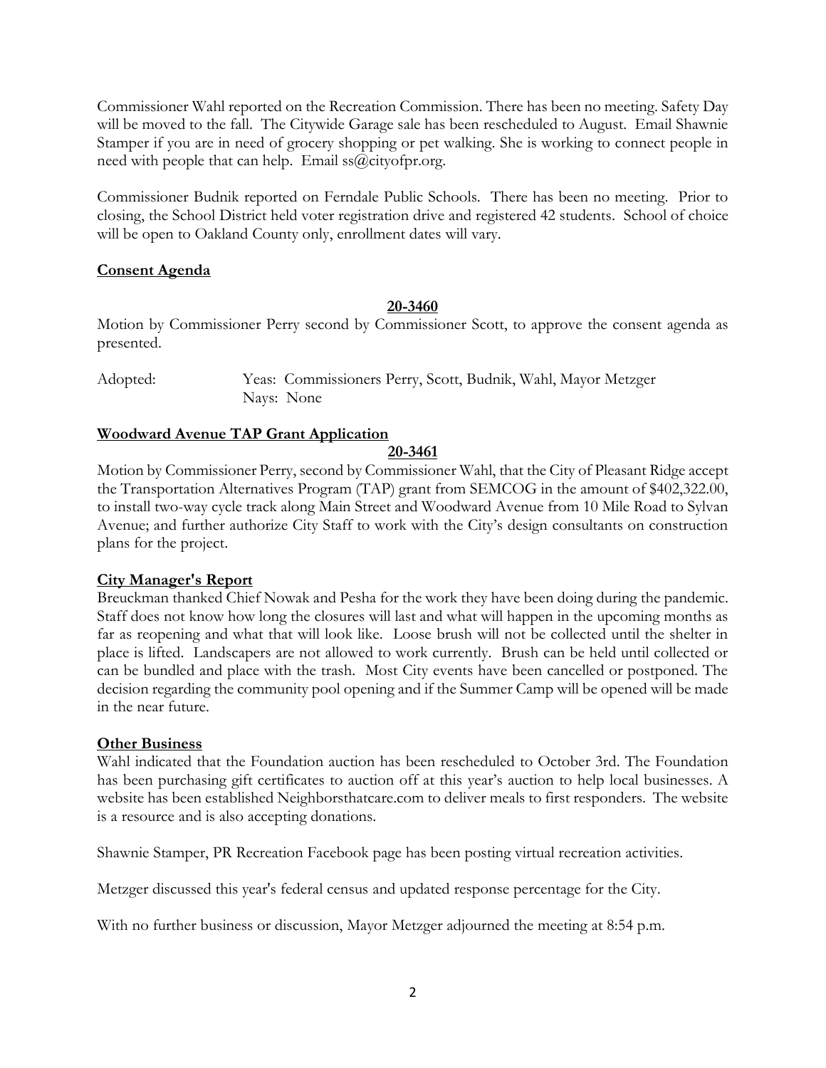Commissioner Wahl reported on the Recreation Commission. There has been no meeting. Safety Day will be moved to the fall. The Citywide Garage sale has been rescheduled to August. Email Shawnie Stamper if you are in need of grocery shopping or pet walking. She is working to connect people in need with people that can help. Email ss@cityofpr.org.

Commissioner Budnik reported on Ferndale Public Schools. There has been no meeting. Prior to closing, the School District held voter registration drive and registered 42 students. School of choice will be open to Oakland County only, enrollment dates will vary.

**Consent Agenda**

**20-3460**

Motion by Commissioner Perry second by Commissioner Scott, to approve the consent agenda as presented.

Adopted: Yeas: Commissioners Perry, Scott, Budnik, Wahl, Mayor Metzger
Nays: None

**Woodward Avenue TAP Grant Application**

**20-3461**

Motion by Commissioner Perry, second by Commissioner Wahl, that the City of Pleasant Ridge accept the Transportation Alternatives Program (TAP) grant from SEMCOG in the amount of $402,322.00, to install two-way cycle track along Main Street and Woodward Avenue from 10 Mile Road to Sylvan Avenue; and further authorize City Staff to work with the City's design consultants on construction plans for the project.

**City Manager's Report**

Breuckman thanked Chief Nowak and Pesha for the work they have been doing during the pandemic. Staff does not know how long the closures will last and what will happen in the upcoming months as far as reopening and what that will look like. Loose brush will not be collected until the shelter in place is lifted. Landscapers are not allowed to work currently. Brush can be held until collected or can be bundled and place with the trash. Most City events have been cancelled or postponed. The decision regarding the community pool opening and if the Summer Camp will be opened will be made in the near future.

**Other Business**

Wahl indicated that the Foundation auction has been rescheduled to October 3rd. The Foundation has been purchasing gift certificates to auction off at this year's auction to help local businesses. A website has been established Neighborsthatcare.com to deliver meals to first responders. The website is a resource and is also accepting donations.

Shawnie Stamper, PR Recreation Facebook page has been posting virtual recreation activities.

Metzger discussed this year's federal census and updated response percentage for the City.

With no further business or discussion, Mayor Metzger adjourned the meeting at 8:54 p.m.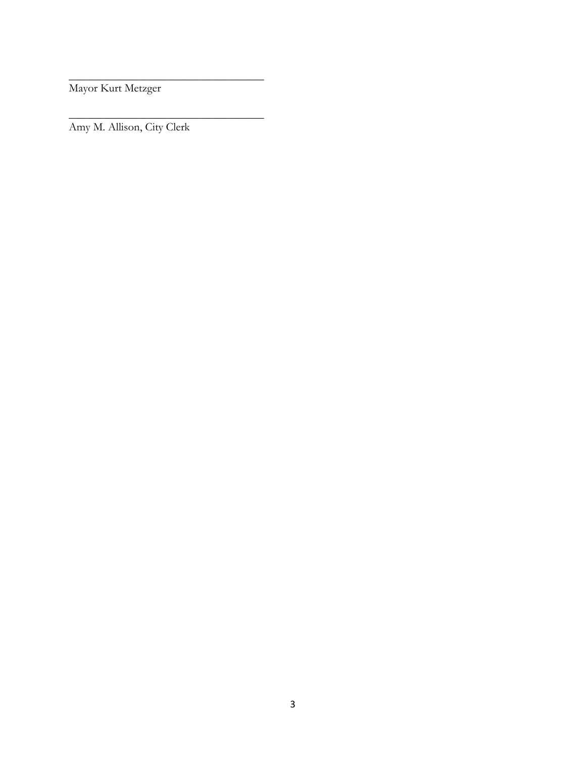\_\_\_\_\_\_\_\_\_\_\_\_\_\_\_\_\_\_\_\_\_\_\_\_\_\_\_\_\_\_\_\_\_\_\_

Mayor Kurt Metzger

\_\_\_\_\_\_\_\_\_\_\_\_\_\_\_\_\_\_\_\_\_\_\_\_\_\_\_\_\_\_\_\_\_\_\_

Amy M. Allison, City Clerk